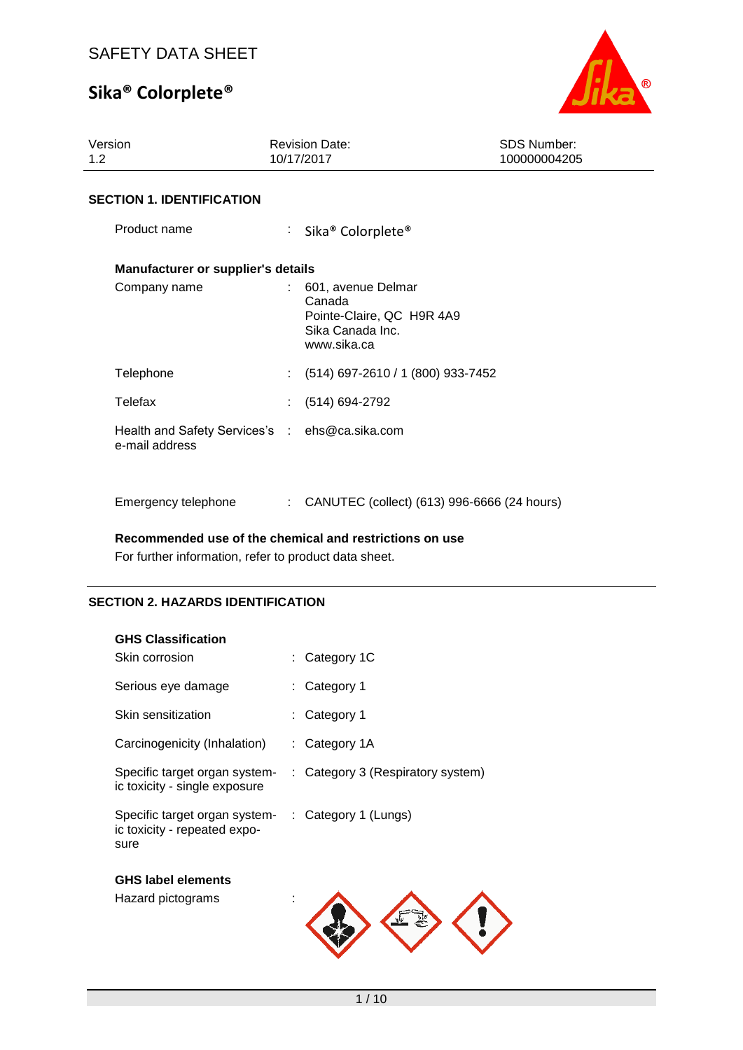SAFETY DATA SHEET

# Sika® Colorplete®

| Version | Revision Date: | SDS Number: |
|---|---|---|
| 1.2 | 10/17/2017 | 100000004205 |

## SECTION 1. IDENTIFICATION

Product name : Sika® Colorplete®

### Manufacturer or supplier's details

Company name : 601, avenue Delmar
Canada
Pointe-Claire, QC H9R 4A9
Sika Canada Inc.
www.sika.ca

Telephone : (514) 697-2610 / 1 (800) 933-7452

Telefax : (514) 694-2792

Health and Safety Services's e-mail address : ehs@ca.sika.com

Emergency telephone : CANUTEC (collect) (613) 996-6666 (24 hours)

### Recommended use of the chemical and restrictions on use

For further information, refer to product data sheet.

## SECTION 2. HAZARDS IDENTIFICATION

### GHS Classification

Skin corrosion : Category 1C

Serious eye damage : Category 1

Skin sensitization : Category 1

Carcinogenicity (Inhalation) : Category 1A

Specific target organ systemic toxicity - single exposure : Category 3 (Respiratory system)

Specific target organ systemic toxicity - repeated exposure : Category 1 (Lungs)

### GHS label elements

Hazard pictograms :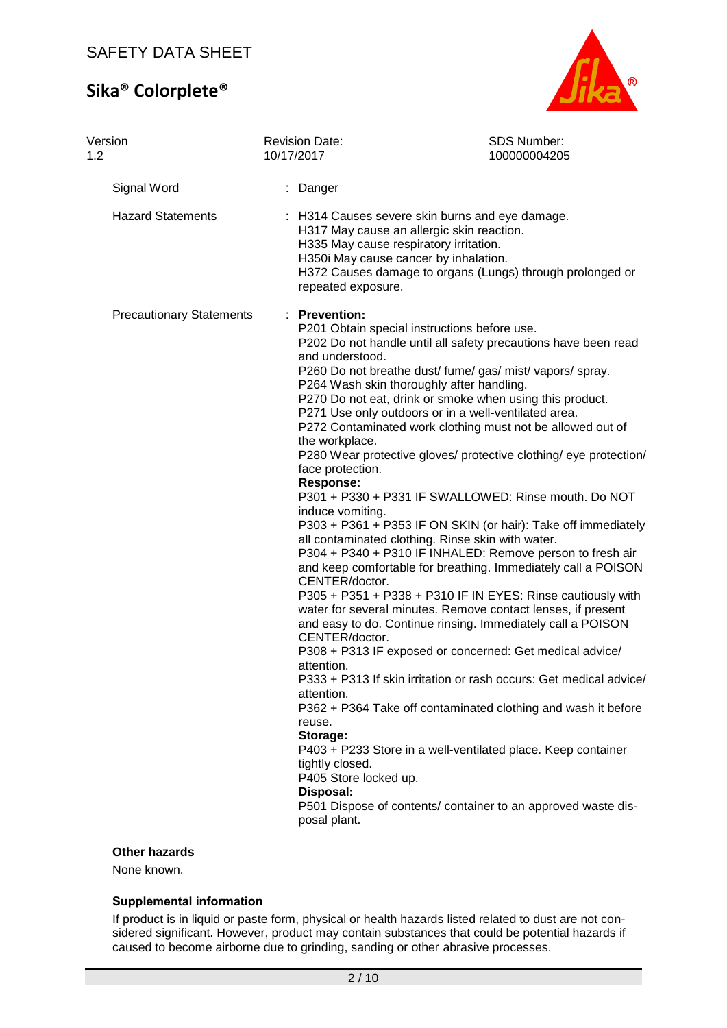| | |
|---|---|
| Signal Word | : Danger |
| Hazard Statements | : H314 Causes severe skin burns and eye damage.<br>H317 May cause an allergic skin reaction.<br>H335 May cause respiratory irritation.<br>H350i May cause cancer by inhalation.<br>H372 Causes damage to organs (Lungs) through prolonged or repeated exposure. |
| Precautionary Statements | : **Prevention:**<br>P201 Obtain special instructions before use.<br>P202 Do not handle until all safety precautions have been read and understood.<br>P260 Do not breathe dust/ fume/ gas/ mist/ vapors/ spray.<br>P264 Wash skin thoroughly after handling.<br>P270 Do not eat, drink or smoke when using this product.<br>P271 Use only outdoors or in a well-ventilated area.<br>P272 Contaminated work clothing must not be allowed out of the workplace.<br>P280 Wear protective gloves/ protective clothing/ eye protection/ face protection.<br>**Response:**<br>P301 + P330 + P331 IF SWALLOWED: Rinse mouth. Do NOT induce vomiting.<br>P303 + P361 + P353 IF ON SKIN (or hair): Take off immediately all contaminated clothing. Rinse skin with water.<br>P304 + P340 + P310 IF INHALED: Remove person to fresh air and keep comfortable for breathing. Immediately call a POISON CENTER/doctor.<br>P305 + P351 + P338 + P310 IF IN EYES: Rinse cautiously with water for several minutes. Remove contact lenses, if present and easy to do. Continue rinsing. Immediately call a POISON CENTER/doctor.<br>P308 + P313 IF exposed or concerned: Get medical advice/ attention.<br>P333 + P313 If skin irritation or rash occurs: Get medical advice/ attention.<br>P362 + P364 Take off contaminated clothing and wash it before reuse.<br>**Storage:**<br>P403 + P233 Store in a well-ventilated place. Keep container tightly closed.<br>P405 Store locked up.<br>**Disposal:**<br>P501 Dispose of contents/ container to an approved waste disposal plant. |

**Other hazards**

None known.

**Supplemental information**

If product is in liquid or paste form, physical or health hazards listed related to dust are not considered significant. However, product may contain substances that could be potential hazards if caused to become airborne due to grinding, sanding or other abrasive processes.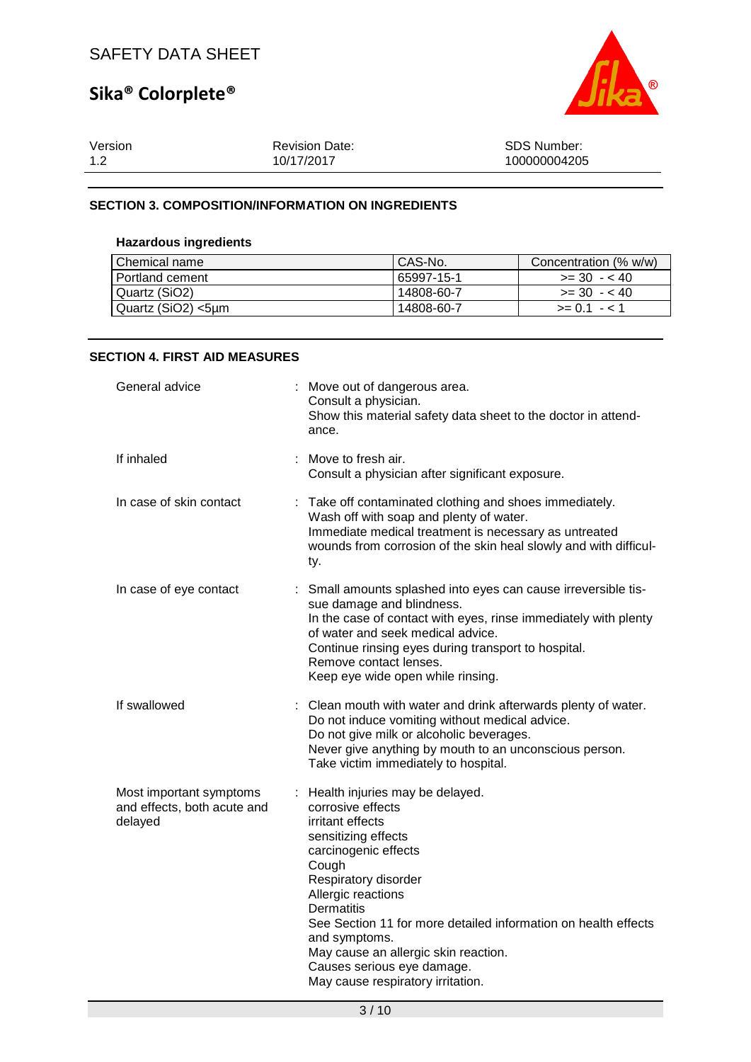## SECTION 3. COMPOSITION/INFORMATION ON INGREDIENTS

### Hazardous ingredients

| Chemical name | CAS-No. | Concentration (% w/w) |
|---|---|---|
| Portland cement | 65997-15-1 | >= 30 - < 40 |
| Quartz ($SiO_2$) | 14808-60-7 | >= 30 - < 40 |
| Quartz ($SiO_2$) <5µm | 14808-60-7 | >= 0.1 - < 1 |

## SECTION 4. FIRST AID MEASURES

**General advice** : Move out of dangerous area.
Consult a physician.
Show this material safety data sheet to the doctor in attendance.

**If inhaled** : Move to fresh air.
Consult a physician after significant exposure.

**In case of skin contact** : Take off contaminated clothing and shoes immediately.
Wash off with soap and plenty of water.
Immediate medical treatment is necessary as untreated wounds from corrosion of the skin heal slowly and with difficulty.

**In case of eye contact** : Small amounts splashed into eyes can cause irreversible tissue damage and blindness.
In the case of contact with eyes, rinse immediately with plenty of water and seek medical advice.
Continue rinsing eyes during transport to hospital.
Remove contact lenses.
Keep eye wide open while rinsing.

**If swallowed** : Clean mouth with water and drink afterwards plenty of water.
Do not induce vomiting without medical advice.
Do not give milk or alcoholic beverages.
Never give anything by mouth to an unconscious person.
Take victim immediately to hospital.

**Most important symptoms and effects, both acute and delayed** : Health injuries may be delayed.
corrosive effects
irritant effects
sensitizing effects
carcinogenic effects
Cough
Respiratory disorder
Allergic reactions
Dermatitis
See Section 11 for more detailed information on health effects and symptoms.
May cause an allergic skin reaction.
Causes serious eye damage.
May cause respiratory irritation.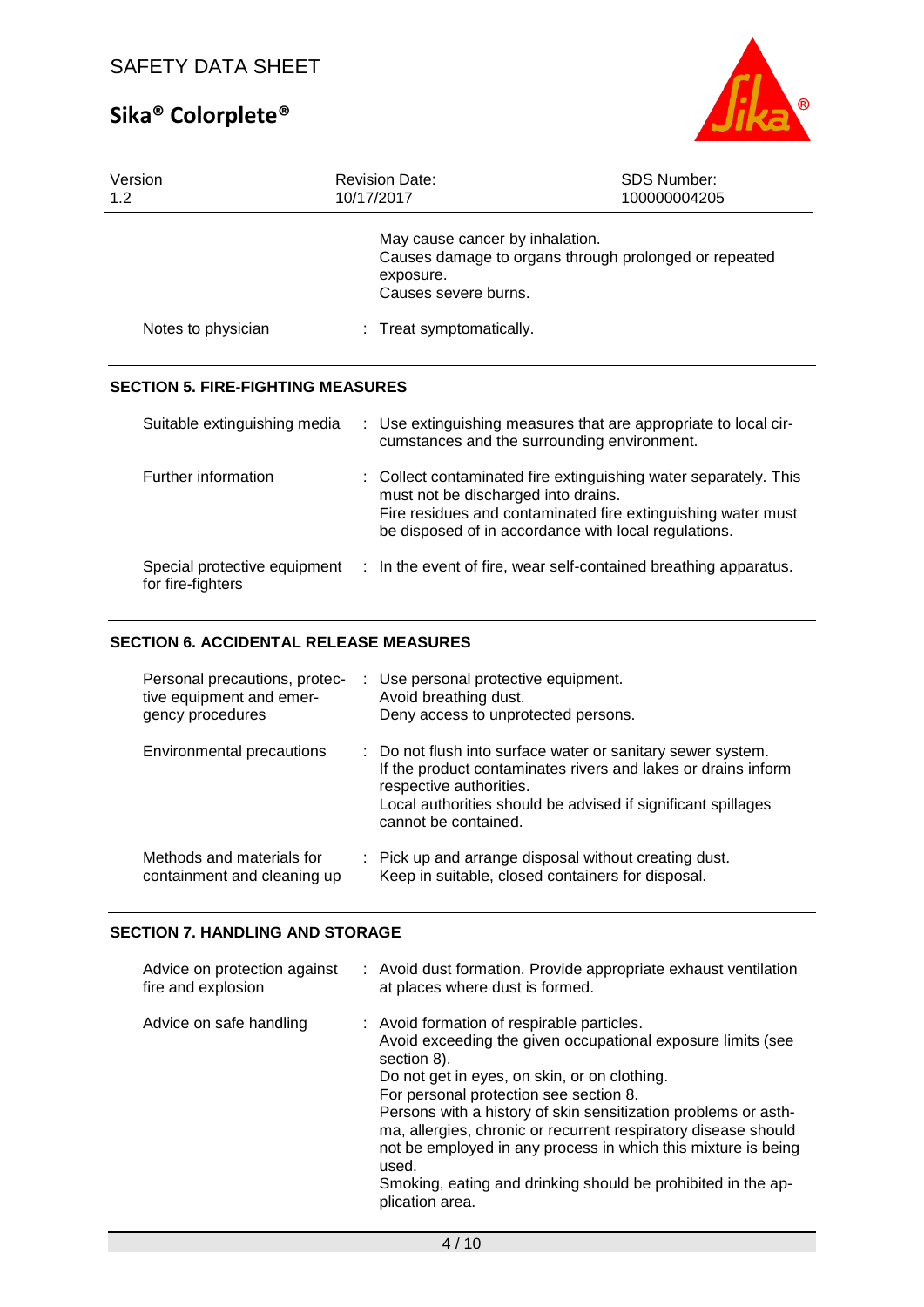May cause cancer by inhalation.
Causes damage to organs through prolonged or repeated exposure.
Causes severe burns.

| | |
|---|---|
| Notes to physician | : Treat symptomatically. |

## SECTION 5. FIRE-FIGHTING MEASURES

| | |
|---|---|
| Suitable extinguishing media | : Use extinguishing measures that are appropriate to local circumstances and the surrounding environment. |
| Further information | : Collect contaminated fire extinguishing water separately. This must not be discharged into drains.<br>Fire residues and contaminated fire extinguishing water must be disposed of in accordance with local regulations. |
| Special protective equipment for fire-fighters | : In the event of fire, wear self-contained breathing apparatus. |

## SECTION 6. ACCIDENTAL RELEASE MEASURES

| | |
|---|---|
| Personal precautions, protective equipment and emergency procedures | : Use personal protective equipment.<br>Avoid breathing dust.<br>Deny access to unprotected persons. |
| Environmental precautions | : Do not flush into surface water or sanitary sewer system.<br>If the product contaminates rivers and lakes or drains inform respective authorities.<br>Local authorities should be advised if significant spillages cannot be contained. |
| Methods and materials for containment and cleaning up | : Pick up and arrange disposal without creating dust.<br>Keep in suitable, closed containers for disposal. |

## SECTION 7. HANDLING AND STORAGE

| | |
|---|---|
| Advice on protection against fire and explosion | : Avoid dust formation. Provide appropriate exhaust ventilation at places where dust is formed. |
| Advice on safe handling | : Avoid formation of respirable particles.<br>Avoid exceeding the given occupational exposure limits (see section 8).<br>Do not get in eyes, on skin, or on clothing.<br>For personal protection see section 8.<br>Persons with a history of skin sensitization problems or asthma, allergies, chronic or recurrent respiratory disease should not be employed in any process in which this mixture is being used.<br>Smoking, eating and drinking should be prohibited in the application area. |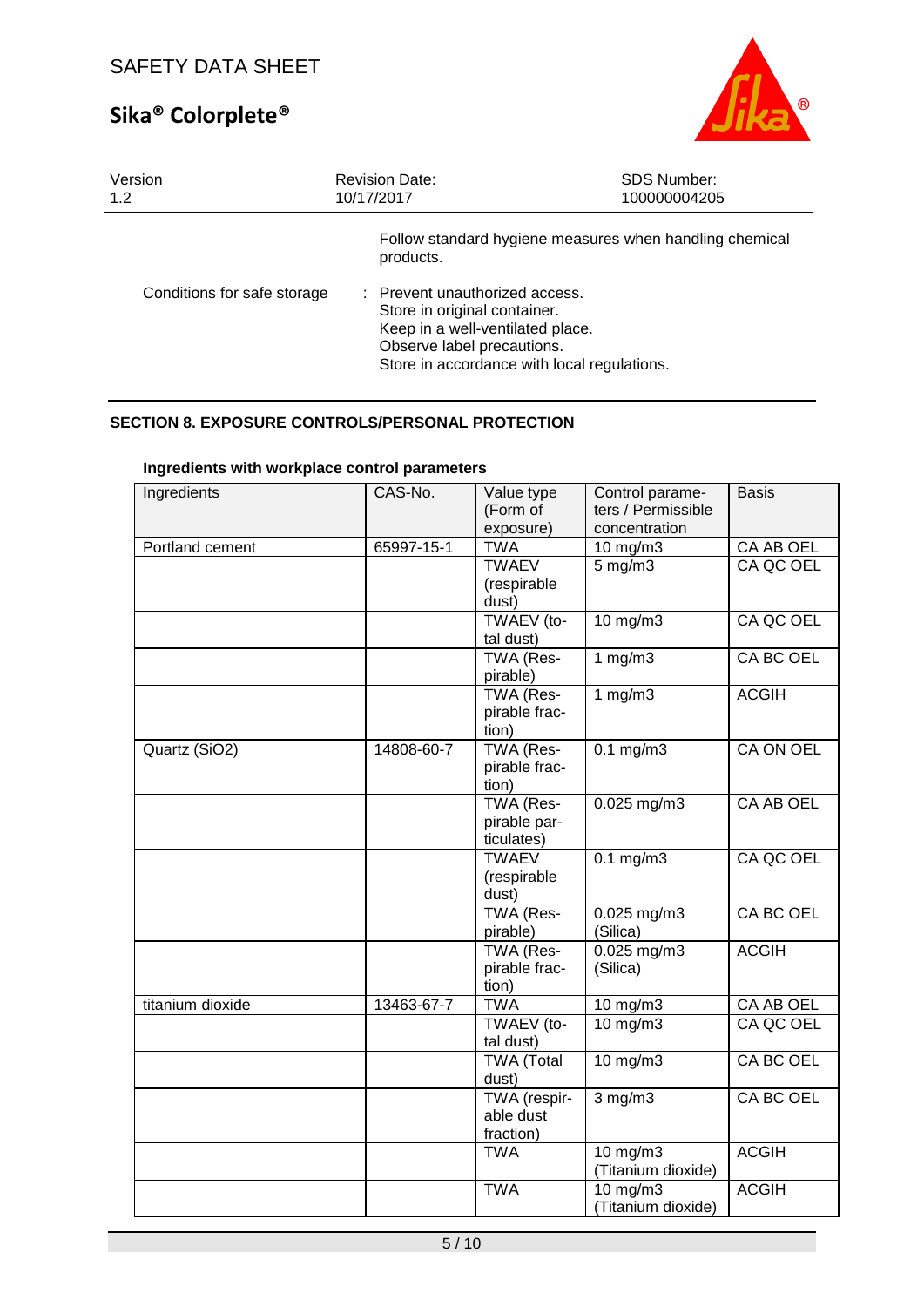Follow standard hygiene measures when handling chemical products.

Conditions for safe storage : Prevent unauthorized access.
Store in original container.
Keep in a well-ventilated place.
Observe label precautions.
Store in accordance with local regulations.

## SECTION 8. EXPOSURE CONTROLS/PERSONAL PROTECTION

### Ingredients with workplace control parameters

| Ingredients | CAS-No. | Value type (Form of exposure) | Control parameters / Permissible concentration | Basis |
|---|---|---|---|---|
| Portland cement | 65997-15-1 | TWA | 10 mg/m3 | CA AB OEL |
| | | TWAEV (respirable dust) | 5 mg/m3 | CA QC OEL |
| | | TWAEV (total dust) | 10 mg/m3 | CA QC OEL |
| | | TWA (Respirable) | 1 mg/m3 | CA BC OEL |
| | | TWA (Respirable fraction) | 1 mg/m3 | ACGIH |
| Quartz ($SiO_2$) | 14808-60-7 | TWA (Respirable fraction) | 0.1 mg/m3 | CA ON OEL |
| | | TWA (Respirable particulates) | 0.025 mg/m3 | CA AB OEL |
| | | TWAEV (respirable dust) | 0.1 mg/m3 | CA QC OEL |
| | | TWA (Respirable) | 0.025 mg/m3 (Silica) | CA BC OEL |
| | | TWA (Respirable fraction) | 0.025 mg/m3 (Silica) | ACGIH |
| titanium dioxide | 13463-67-7 | TWA | 10 mg/m3 | CA AB OEL |
| | | TWAEV (total dust) | 10 mg/m3 | CA QC OEL |
| | | TWA (Total dust) | 10 mg/m3 | CA BC OEL |
| | | TWA (respirable dust fraction) | 3 mg/m3 | CA BC OEL |
| | | TWA | 10 mg/m3 (Titanium dioxide) | ACGIH |
| | | TWA | 10 mg/m3 (Titanium dioxide) | ACGIH |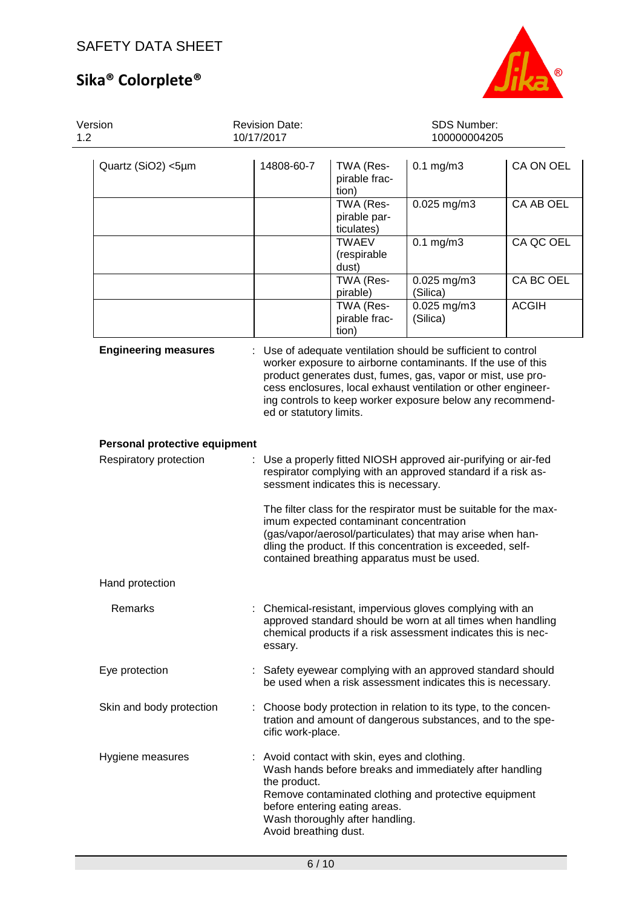| | | | | |
|---|---|---|---|---|
| Quartz ($SiO_2$) <5µm | 14808-60-7 | TWA (Respirable fraction) | 0.1 mg/m3 | CA ON OEL |
| | | TWA (Respirable particulates) | 0.025 mg/m3 | CA AB OEL |
| | | TWAEV (respirable dust) | 0.1 mg/m3 | CA QC OEL |
| | | TWA (Respirable) | 0.025 mg/m3 (Silica) | CA BC OEL |
| | | TWA (Respirable fraction) | 0.025 mg/m3 (Silica) | ACGIH |

**Engineering measures** : Use of adequate ventilation should be sufficient to control worker exposure to airborne contaminants. If the use of this product generates dust, fumes, gas, vapor or mist, use process enclosures, local exhaust ventilation or other engineering controls to keep worker exposure below any recommended or statutory limits.

**Personal protective equipment**

Respiratory protection : Use a properly fitted NIOSH approved air-purifying or air-fed respirator complying with an approved standard if a risk assessment indicates this is necessary.

The filter class for the respirator must be suitable for the maximum expected contaminant concentration (gas/vapor/aerosol/particulates) that may arise when handling the product. If this concentration is exceeded, self-contained breathing apparatus must be used.

Hand protection

Remarks : Chemical-resistant, impervious gloves complying with an approved standard should be worn at all times when handling chemical products if a risk assessment indicates this is necessary.

Eye protection : Safety eyewear complying with an approved standard should be used when a risk assessment indicates this is necessary.

Skin and body protection : Choose body protection in relation to its type, to the concentration and amount of dangerous substances, and to the specific work-place.

Hygiene measures : Avoid contact with skin, eyes and clothing.
Wash hands before breaks and immediately after handling the product.
Remove contaminated clothing and protective equipment before entering eating areas.
Wash thoroughly after handling.
Avoid breathing dust.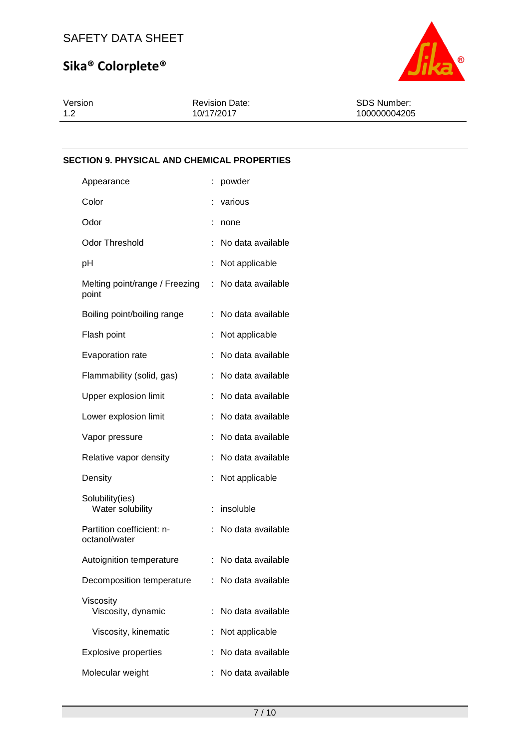## SECTION 9. PHYSICAL AND CHEMICAL PROPERTIES

| Property | Value |
|---|---|
| Appearance | powder |
| Color | various |
| Odor | none |
| Odor Threshold | No data available |
| pH | Not applicable |
| Melting point/range / Freezing point | No data available |
| Boiling point/boiling range | No data available |
| Flash point | Not applicable |
| Evaporation rate | No data available |
| Flammability (solid, gas) | No data available |
| Upper explosion limit | No data available |
| Lower explosion limit | No data available |
| Vapor pressure | No data available |
| Relative vapor density | No data available |
| Density | Not applicable |
| Solubility(ies) | |
| Water solubility | insoluble |
| Partition coefficient: n-octanol/water | No data available |
| Autoignition temperature | No data available |
| Decomposition temperature | No data available |
| Viscosity | |
| Viscosity, dynamic | No data available |
| Viscosity, kinematic | Not applicable |
| Explosive properties | No data available |
| Molecular weight | No data available |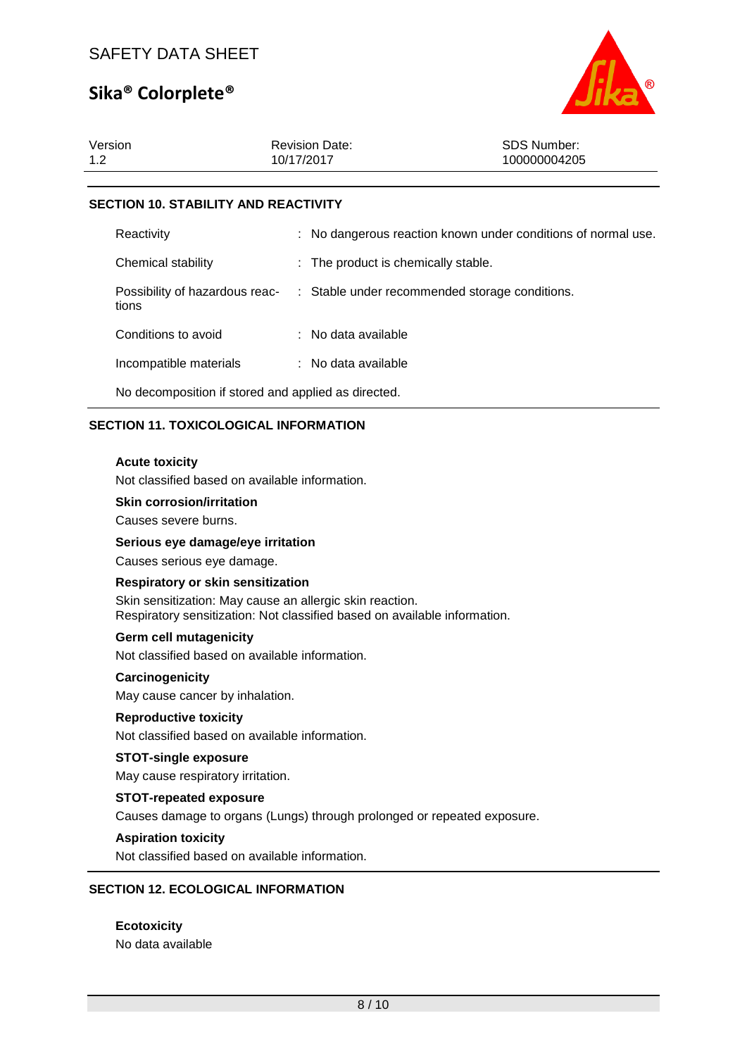## SECTION 10. STABILITY AND REACTIVITY

| | |
|---|---|
| Reactivity | : No dangerous reaction known under conditions of normal use. |
| Chemical stability | : The product is chemically stable. |
| Possibility of hazardous reactions | : Stable under recommended storage conditions. |
| Conditions to avoid | : No data available |
| Incompatible materials | : No data available |

No decomposition if stored and applied as directed.

## SECTION 11. TOXICOLOGICAL INFORMATION

**Acute toxicity**

Not classified based on available information.

**Skin corrosion/irritation**

Causes severe burns.

**Serious eye damage/eye irritation**

Causes serious eye damage.

**Respiratory or skin sensitization**

Skin sensitization: May cause an allergic skin reaction.
Respiratory sensitization: Not classified based on available information.

**Germ cell mutagenicity**

Not classified based on available information.

**Carcinogenicity**

May cause cancer by inhalation.

**Reproductive toxicity**

Not classified based on available information.

**STOT-single exposure**

May cause respiratory irritation.

**STOT-repeated exposure**

Causes damage to organs (Lungs) through prolonged or repeated exposure.

**Aspiration toxicity**

Not classified based on available information.

## SECTION 12. ECOLOGICAL INFORMATION

**Ecotoxicity**

No data available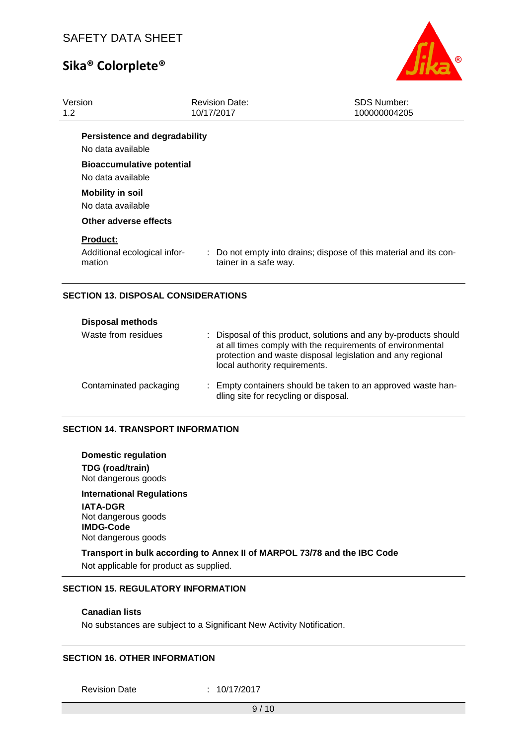**Persistence and degradability**

No data available

**Bioaccumulative potential**

No data available

**Mobility in soil**

No data available

**Other adverse effects**

**Product:**

Additional ecological information : Do not empty into drains; dispose of this material and its container in a safe way.

## SECTION 13. DISPOSAL CONSIDERATIONS

**Disposal methods**

Waste from residues : Disposal of this product, solutions and any by-products should at all times comply with the requirements of environmental protection and waste disposal legislation and any regional local authority requirements.

Contaminated packaging : Empty containers should be taken to an approved waste handling site for recycling or disposal.

## SECTION 14. TRANSPORT INFORMATION

**Domestic regulation**

**TDG (road/train)**
Not dangerous goods

**International Regulations**

**IATA-DGR**
Not dangerous goods

**IMDG-Code**
Not dangerous goods

**Transport in bulk according to Annex II of MARPOL 73/78 and the IBC Code**

Not applicable for product as supplied.

## SECTION 15. REGULATORY INFORMATION

**Canadian lists**

No substances are subject to a Significant New Activity Notification.

## SECTION 16. OTHER INFORMATION

Revision Date : 10/17/2017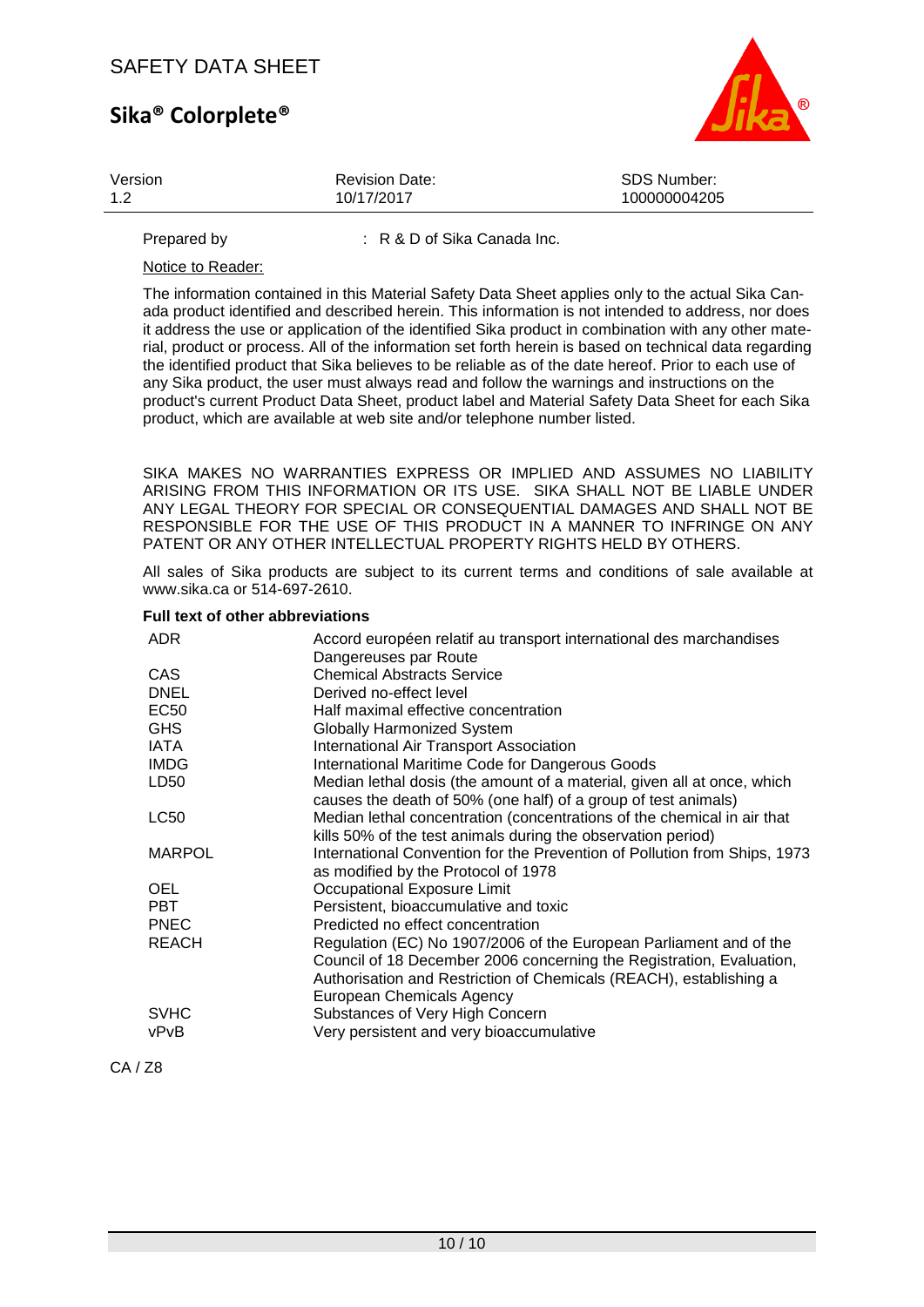| Version | Revision Date: | SDS Number: |
|---|---|---|
| 1.2 | 10/17/2017 | 100000004205 |

Prepared by : R & D of Sika Canada Inc.

Notice to Reader:

The information contained in this Material Safety Data Sheet applies only to the actual Sika Canada product identified and described herein. This information is not intended to address, nor does it address the use or application of the identified Sika product in combination with any other material, product or process. All of the information set forth herein is based on technical data regarding the identified product that Sika believes to be reliable as of the date hereof. Prior to each use of any Sika product, the user must always read and follow the warnings and instructions on the product's current Product Data Sheet, product label and Material Safety Data Sheet for each Sika product, which are available at web site and/or telephone number listed.

SIKA MAKES NO WARRANTIES EXPRESS OR IMPLIED AND ASSUMES NO LIABILITY ARISING FROM THIS INFORMATION OR ITS USE. SIKA SHALL NOT BE LIABLE UNDER ANY LEGAL THEORY FOR SPECIAL OR CONSEQUENTIAL DAMAGES AND SHALL NOT BE RESPONSIBLE FOR THE USE OF THIS PRODUCT IN A MANNER TO INFRINGE ON ANY PATENT OR ANY OTHER INTELLECTUAL PROPERTY RIGHTS HELD BY OTHERS.

All sales of Sika products are subject to its current terms and conditions of sale available at www.sika.ca or 514-697-2610.

**Full text of other abbreviations**

| | |
|---|---|
| ADR | Accord européen relatif au transport international des marchandises Dangereuses par Route |
| CAS | Chemical Abstracts Service |
| DNEL | Derived no-effect level |
| EC50 | Half maximal effective concentration |
| GHS | Globally Harmonized System |
| IATA | International Air Transport Association |
| IMDG | International Maritime Code for Dangerous Goods |
| LD50 | Median lethal dosis (the amount of a material, given all at once, which causes the death of 50% (one half) of a group of test animals) |
| LC50 | Median lethal concentration (concentrations of the chemical in air that kills 50% of the test animals during the observation period) |
| MARPOL | International Convention for the Prevention of Pollution from Ships, 1973 as modified by the Protocol of 1978 |
| OEL | Occupational Exposure Limit |
| PBT | Persistent, bioaccumulative and toxic |
| PNEC | Predicted no effect concentration |
| REACH | Regulation (EC) No 1907/2006 of the European Parliament and of the Council of 18 December 2006 concerning the Registration, Evaluation, Authorisation and Restriction of Chemicals (REACH), establishing a European Chemicals Agency |
| SVHC | Substances of Very High Concern |
| vPvB | Very persistent and very bioaccumulative |

CA / Z8